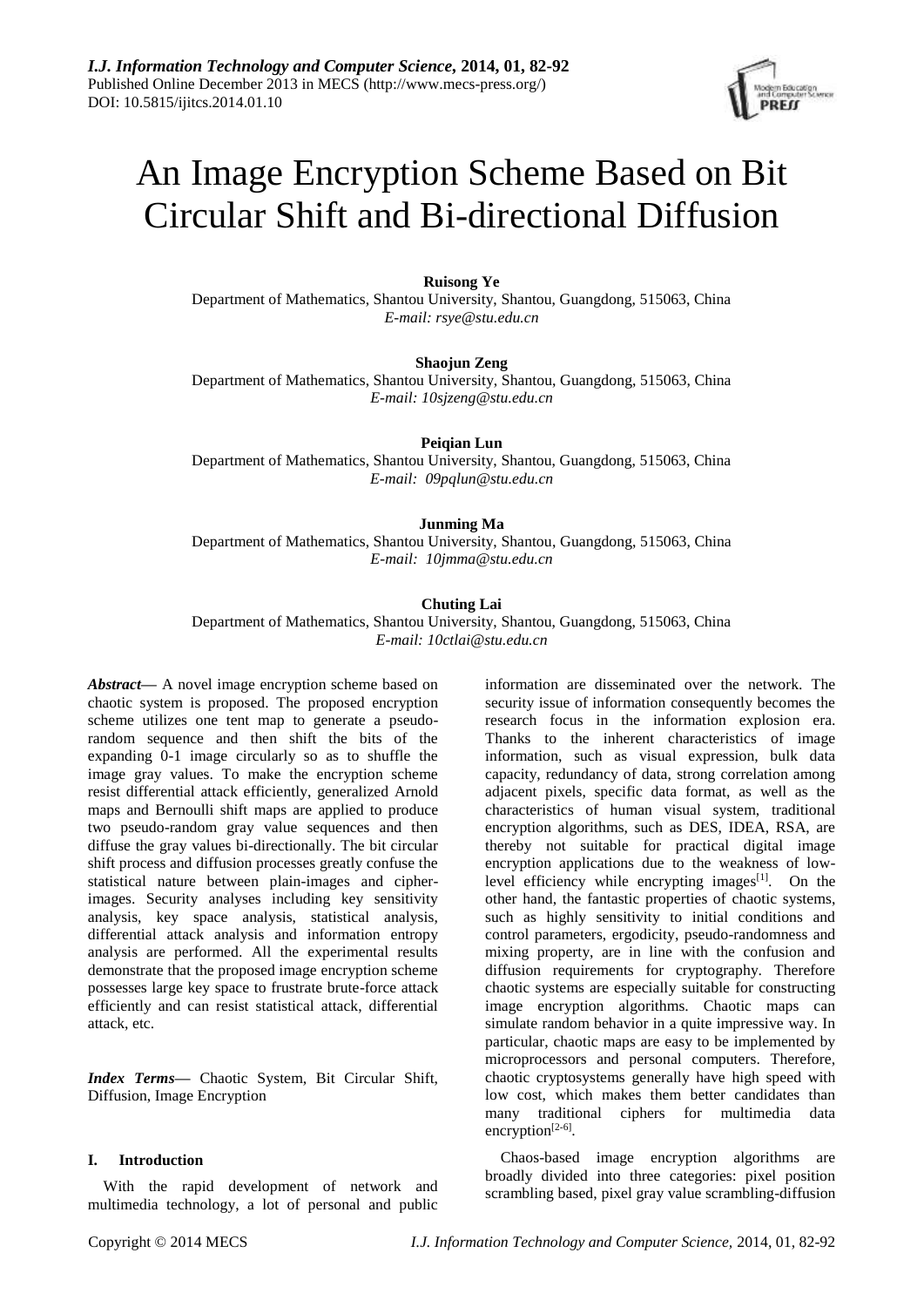# An Image Encryption Scheme Based on Bit Circular Shift and Bi-directional Diffusion

**Ruisong Ye**
Department of Mathematics, Shantou University, Shantou, Guangdong, 515063, China
*E-mail: rsye@stu.edu.cn*

**Shaojun Zeng**
Department of Mathematics, Shantou University, Shantou, Guangdong, 515063, China
*E-mail: 10sjzeng@stu.edu.cn*

**Peiqian Lun**
Department of Mathematics, Shantou University, Shantou, Guangdong, 515063, China
*E-mail: 09pqlun@stu.edu.cn*

**Junming Ma**
Department of Mathematics, Shantou University, Shantou, Guangdong, 515063, China
*E-mail: 10jmma@stu.edu.cn*

**Chuting Lai**
Department of Mathematics, Shantou University, Shantou, Guangdong, 515063, China
*E-mail: 10ctlai@stu.edu.cn*

***Abstract*****—** A novel image encryption scheme based on chaotic system is proposed. The proposed encryption scheme utilizes one tent map to generate a pseudo-random sequence and then shift the bits of the expanding 0-1 image circularly so as to shuffle the image gray values. To make the encryption scheme resist differential attack efficiently, generalized Arnold maps and Bernoulli shift maps are applied to produce two pseudo-random gray value sequences and then diffuse the gray values bi-directionally. The bit circular shift process and diffusion processes greatly confuse the statistical nature between plain-images and cipher-images. Security analyses including key sensitivity analysis, key space analysis, statistical analysis, differential attack analysis and information entropy analysis are performed. All the experimental results demonstrate that the proposed image encryption scheme possesses large key space to frustrate brute-force attack efficiently and can resist statistical attack, differential attack, etc.

***Index Terms*****—** Chaotic System, Bit Circular Shift, Diffusion, Image Encryption

## I. Introduction

With the rapid development of network and multimedia technology, a lot of personal and public information are disseminated over the network. The security issue of information consequently becomes the research focus in the information explosion era. Thanks to the inherent characteristics of image information, such as visual expression, bulk data capacity, redundancy of data, strong correlation among adjacent pixels, specific data format, as well as the characteristics of human visual system, traditional encryption algorithms, such as DES, IDEA, RSA, are thereby not suitable for practical digital image encryption applications due to the weakness of low-level efficiency while encrypting images[1]. On the other hand, the fantastic properties of chaotic systems, such as highly sensitivity to initial conditions and control parameters, ergodicity, pseudo-randomness and mixing property, are in line with the confusion and diffusion requirements for cryptography. Therefore chaotic systems are especially suitable for constructing image encryption algorithms. Chaotic maps can simulate random behavior in a quite impressive way. In particular, chaotic maps are easy to be implemented by microprocessors and personal computers. Therefore, chaotic cryptosystems generally have high speed with low cost, which makes them better candidates than many traditional ciphers for multimedia data encryption[2-6].

Chaos-based image encryption algorithms are broadly divided into three categories: pixel position scrambling based, pixel gray value scrambling-diffusion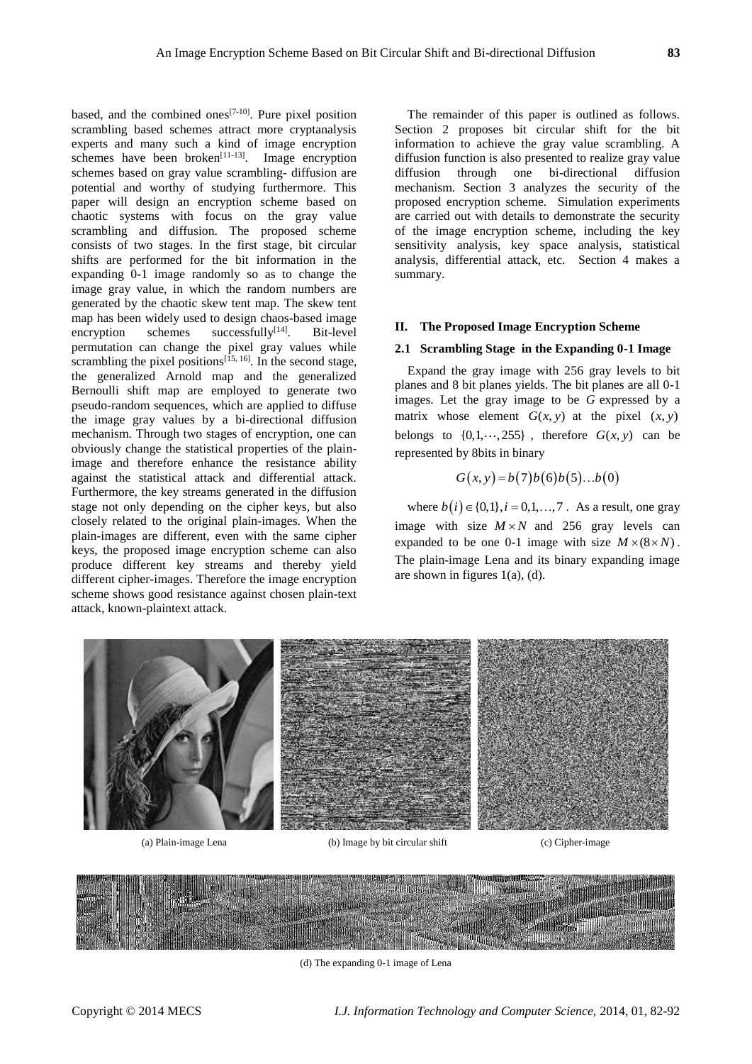based, and the combined ones[7-10]. Pure pixel position scrambling based schemes attract more cryptanalysis experts and many such a kind of image encryption schemes have been broken[11-13]. Image encryption schemes based on gray value scrambling- diffusion are potential and worthy of studying furthermore. This paper will design an encryption scheme based on chaotic systems with focus on the gray value scrambling and diffusion. The proposed scheme consists of two stages. In the first stage, bit circular shifts are performed for the bit information in the expanding 0-1 image randomly so as to change the image gray value, in which the random numbers are generated by the chaotic skew tent map. The skew tent map has been widely used to design chaos-based image encryption schemes successfully[14]. Bit-level permutation can change the pixel gray values while scrambling the pixel positions[15, 16]. In the second stage, the generalized Arnold map and the generalized Bernoulli shift map are employed to generate two pseudo-random sequences, which are applied to diffuse the image gray values by a bi-directional diffusion mechanism. Through two stages of encryption, one can obviously change the statistical properties of the plain-image and therefore enhance the resistance ability against the statistical attack and differential attack. Furthermore, the key streams generated in the diffusion stage not only depending on the cipher keys, but also closely related to the original plain-images. When the plain-images are different, even with the same cipher keys, the proposed image encryption scheme can also produce different key streams and thereby yield different cipher-images. Therefore the image encryption scheme shows good resistance against chosen plain-text attack, known-plaintext attack.

The remainder of this paper is outlined as follows. Section 2 proposes bit circular shift for the bit information to achieve the gray value scrambling. A diffusion function is also presented to realize gray value diffusion through one bi-directional diffusion mechanism. Section 3 analyzes the security of the proposed encryption scheme. Simulation experiments are carried out with details to demonstrate the security of the image encryption scheme, including the key sensitivity analysis, key space analysis, statistical analysis, differential attack, etc. Section 4 makes a summary.

## II. The Proposed Image Encryption Scheme

### 2.1 Scrambling Stage in the Expanding 0-1 Image

Expand the gray image with 256 gray levels to bit planes and 8 bit planes yields. The bit planes are all 0-1 images. Let the gray image to be $G$ expressed by a matrix whose element $G(x, y)$ at the pixel $(x, y)$ belongs to $\{0,1,\cdots,255\}$, therefore $G(x, y)$ can be represented by 8bits in binary

$$G(x,y) = b(7)b(6)b(5)\ldots b(0)$$

where $b(i) \in \{0,1\}, i = 0,1,\ldots,7$. As a result, one gray image with size $M \times N$ and 256 gray levels can expanded to be one 0-1 image with size $M \times (8 \times N)$. The plain-image Lena and its binary expanding image are shown in figures 1(a), (d).

(a) Plain-image Lena  (b) Image by bit circular shift  (c) Cipher-image

(d) The expanding 0-1 image of Lena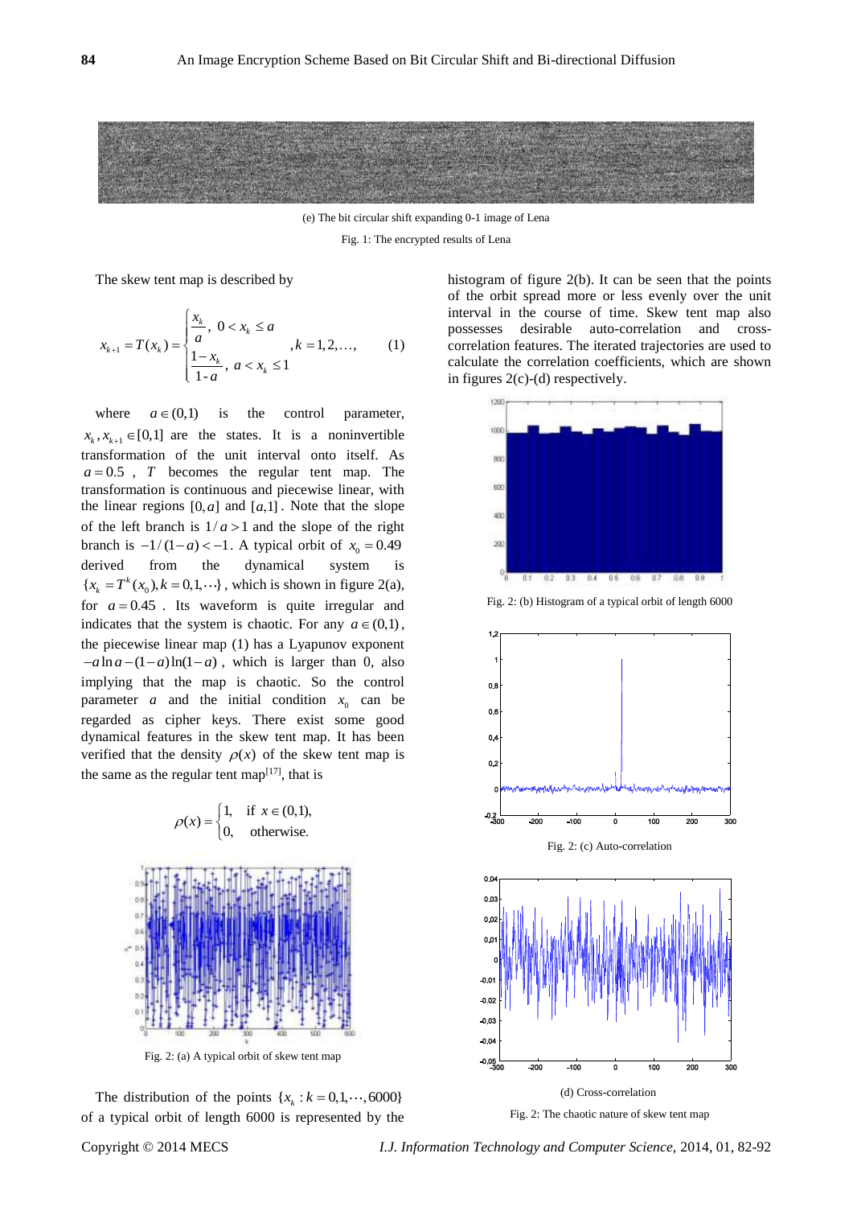(e) The bit circular shift expanding 0-1 image of Lena

Fig. 1: The encrypted results of Lena

The skew tent map is described by

$$x_{k+1} = T(x_k) = \begin{cases} \dfrac{x_k}{a}, & 0 < x_k \le a \\ \dfrac{1-x_k}{1-a}, & a < x_k \le 1 \end{cases}, k = 1, 2, \ldots, \quad (1)$$

where $a \in (0,1)$ is the control parameter, $x_k, x_{k+1} \in [0,1]$ are the states. It is a noninvertible transformation of the unit interval onto itself. As $a = 0.5$, $T$ becomes the regular tent map. The transformation is continuous and piecewise linear, with the linear regions $[0, a]$ and $[a, 1]$. Note that the slope of the left branch is $1/a > 1$ and the slope of the right branch is $-1/(1-a) < -1$. A typical orbit of $x_0 = 0.49$ derived from the dynamical system is $\{x_k = T^k(x_0), k = 0, 1, \cdots\}$, which is shown in figure 2(a), for $a = 0.45$. Its waveform is quite irregular and indicates that the system is chaotic. For any $a \in (0,1)$, the piecewise linear map (1) has a Lyapunov exponent $-a \ln a - (1-a)\ln(1-a)$, which is larger than 0, also implying that the map is chaotic. So the control parameter $a$ and the initial condition $x_0$ can be regarded as cipher keys. There exist some good dynamical features in the skew tent map. It has been verified that the density $\rho(x)$ of the skew tent map is the same as the regular tent map[17], that is

$$\rho(x) = \begin{cases} 1, & \text{if } x \in (0,1), \\ 0, & \text{otherwise.} \end{cases}$$

Fig. 2: (a) A typical orbit of skew tent map

The distribution of the points $\{x_k : k = 0, 1, \cdots, 6000\}$ of a typical orbit of length 6000 is represented by the histogram of figure 2(b). It can be seen that the points of the orbit spread more or less evenly over the unit interval in the course of time. Skew tent map also possesses desirable auto-correlation and cross-correlation features. The iterated trajectories are used to calculate the correlation coefficients, which are shown in figures 2(c)-(d) respectively.

Fig. 2: (b) Histogram of a typical orbit of length 6000

Fig. 2: (c) Auto-correlation

(d) Cross-correlation

Fig. 2: The chaotic nature of skew tent map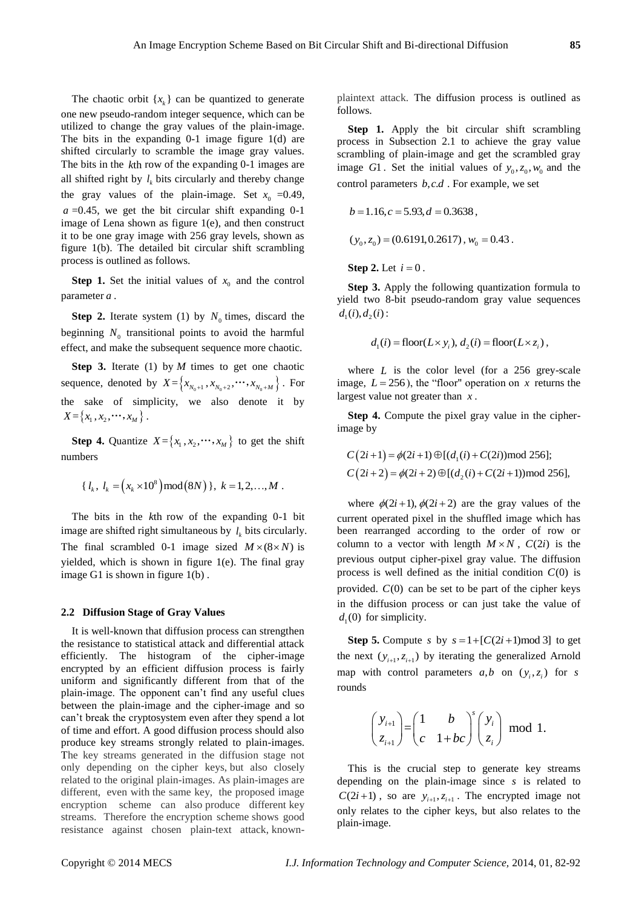The chaotic orbit $\{x_k\}$ can be quantized to generate one new pseudo-random integer sequence, which can be utilized to change the gray values of the plain-image. The bits in the expanding 0-1 image figure 1(d) are shifted circularly to scramble the image gray values. The bits in the $k$th row of the expanding 0-1 images are all shifted right by $l_k$ bits circularly and thereby change the gray values of the plain-image. Set $x_0$ =0.49, $a$ =0.45, we get the bit circular shift expanding 0-1 image of Lena shown as figure 1(e), and then construct it to be one gray image with 256 gray levels, shown as figure 1(b). The detailed bit circular shift scrambling process is outlined as follows.

**Step 1.** Set the initial values of $x_0$ and the control parameter $a$ .

**Step 2.** Iterate system (1) by $N_0$ times, discard the beginning $N_0$ transitional points to avoid the harmful effect, and make the subsequent sequence more chaotic.

**Step 3.** Iterate (1) by $M$ times to get one chaotic sequence, denoted by $X=\{x_{N_0+1}, x_{N_0+2}, \cdots, x_{N_0+M}\}$. For the sake of simplicity, we also denote it by $X=\{x_1, x_2, \cdots, x_M\}$.

**Step 4.** Quantize $X=\{x_1, x_2, \cdots, x_M\}$ to get the shift numbers

$$\{\, l_k,\ l_k = \left(x_k \times 10^8\right) \bmod (8N) \,\},\ k = 1,2,\ldots,M\ .$$

The bits in the $k$th row of the expanding 0-1 bit image are shifted right simultaneous by $l_k$ bits circularly. The final scrambled 0-1 image sized $M \times (8 \times N)$ is yielded, which is shown in figure 1(e). The final gray image G1 is shown in figure 1(b) .

### 2.2 Diffusion Stage of Gray Values

It is well-known that diffusion process can strengthen the resistance to statistical attack and differential attack efficiently. The histogram of the cipher-image encrypted by an efficient diffusion process is fairly uniform and significantly different from that of the plain-image. The opponent can't find any useful clues between the plain-image and the cipher-image and so can't break the cryptosystem even after they spend a lot of time and effort. A good diffusion process should also produce key streams strongly related to plain-images. The key streams generated in the diffusion stage not only depending on the cipher keys, but also closely related to the original plain-images. As plain-images are different, even with the same key, the proposed image encryption scheme can also produce different key streams. Therefore the encryption scheme shows good resistance against chosen plain-text attack, known-plaintext attack. The diffusion process is outlined as follows.

**Step 1.** Apply the bit circular shift scrambling process in Subsection 2.1 to achieve the gray value scrambling of plain-image and get the scrambled gray image $G1$. Set the initial values of $y_0, z_0, w_0$ and the control parameters $b, c.d$ . For example, we set

$$b = 1.16, c = 5.93, d = 0.3638\,,$$

$$(y_0, z_0) = (0.6191, 0.2617)\,,\ w_0 = 0.43\,.$$

**Step 2.** Let $i = 0$ .

**Step 3.** Apply the following quantization formula to yield two 8-bit pseudo-random gray value sequences $d_1(i), d_2(i)$ :

$$d_1(i) = \text{floor}(L \times y_i),\ d_2(i) = \text{floor}(L \times z_i)\,,$$

where $L$ is the color level (for a 256 grey-scale image, $L = 256$ ), the "floor" operation on $x$ returns the largest value not greater than $x$ .

**Step 4.** Compute the pixel gray value in the cipher-image by

$$\begin{aligned} C(2i+1) &= \phi(2i+1) \oplus [(d_1(i) + C(2i)) \bmod 256]; \\ C(2i+2) &= \phi(2i+2) \oplus [(d_2(i) + C(2i+1)) \bmod 256], \end{aligned}$$

where $\phi(2i+1), \phi(2i+2)$ are the gray values of the current operated pixel in the shuffled image which has been rearranged according to the order of row or column to a vector with length $M \times N$ , $C(2i)$ is the previous output cipher-pixel gray value. The diffusion process is well defined as the initial condition $C(0)$ is provided. $C(0)$ can be set to be part of the cipher keys in the diffusion process or can just take the value of $d_1(0)$ for simplicity.

**Step 5.** Compute $s$ by $s = 1 + [C(2i+1) \bmod 3]$ to get the next $(y_{i+1}, z_{i+1})$ by iterating the generalized Arnold map with control parameters $a, b$ on $(y_i, z_i)$ for $s$ rounds

$$\begin{pmatrix} y_{i+1} \\ z_{i+1} \end{pmatrix} = \begin{pmatrix} 1 & b \\ c & 1+bc \end{pmatrix}^s \begin{pmatrix} y_i \\ z_i \end{pmatrix} \bmod 1.$$

This is the crucial step to generate key streams depending on the plain-image since $s$ is related to $C(2i+1)$ , so are $y_{i+1}, z_{i+1}$ . The encrypted image not only relates to the cipher keys, but also relates to the plain-image.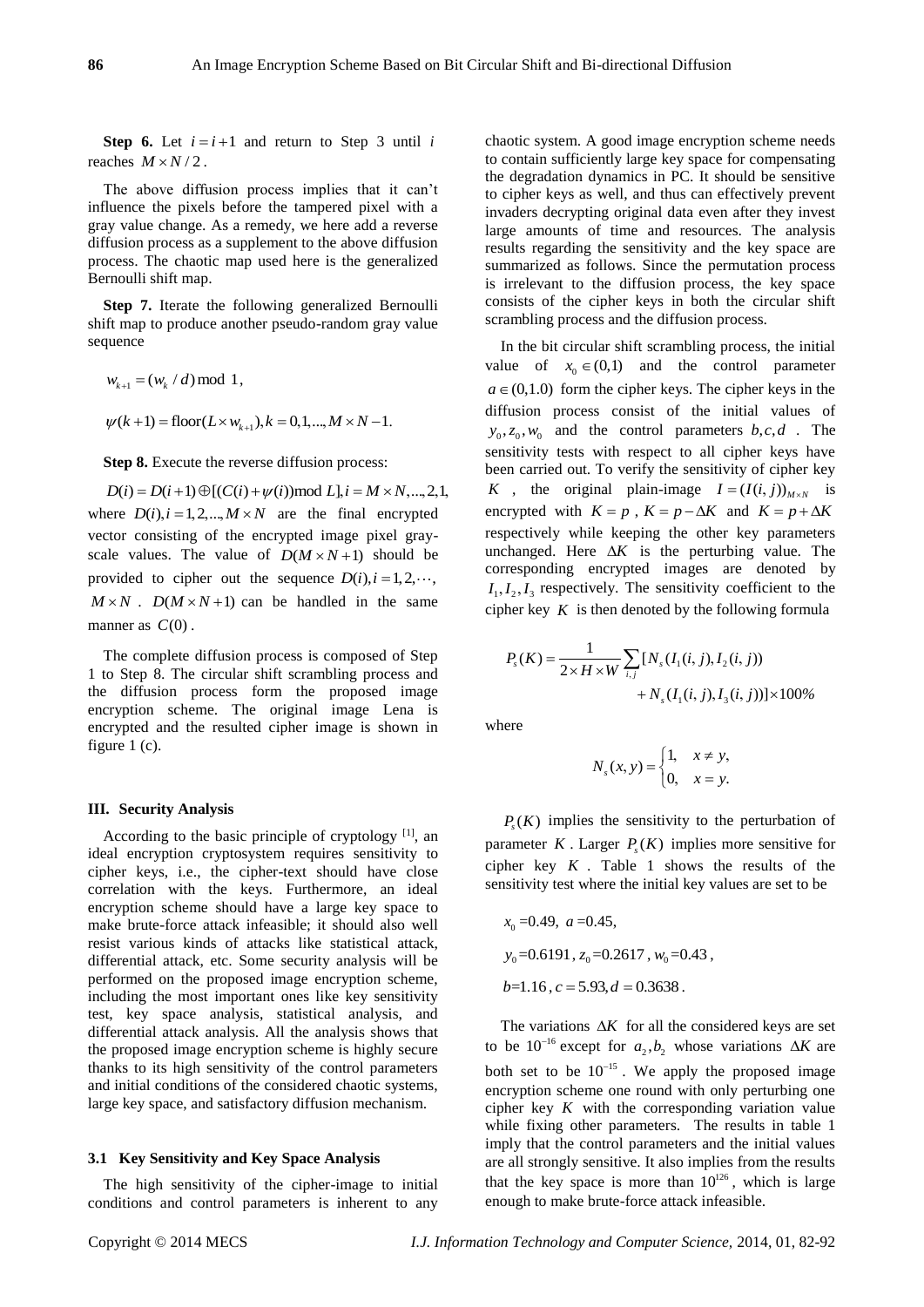**Step 6.** Let $i = i + 1$ and return to Step 3 until $i$ reaches $M \times N / 2$.

The above diffusion process implies that it can't influence the pixels before the tampered pixel with a gray value change. As a remedy, we here add a reverse diffusion process as a supplement to the above diffusion process. The chaotic map used here is the generalized Bernoulli shift map.

**Step 7.** Iterate the following generalized Bernoulli shift map to produce another pseudo-random gray value sequence

$$w_{k+1} = (w_k / d) \bmod 1,$$

$$\psi(k+1) = \mathrm{floor}(L \times w_{k+1}), k = 0, 1, ..., M \times N - 1.$$

**Step 8.** Execute the reverse diffusion process:

$$D(i) = D(i+1) \oplus [(C(i) + \psi(i)) \bmod L], i = M \times N, ..., 2, 1,$$

where $D(i), i = 1, 2, ..., M \times N$ are the final encrypted vector consisting of the encrypted image pixel gray-scale values. The value of $D(M \times N + 1)$ should be provided to cipher out the sequence $D(i), i = 1, 2, \cdots, M \times N$. $D(M \times N + 1)$ can be handled in the same manner as $C(0)$.

The complete diffusion process is composed of Step 1 to Step 8. The circular shift scrambling process and the diffusion process form the proposed image encryption scheme. The original image Lena is encrypted and the resulted cipher image is shown in figure 1 (c).

## III. Security Analysis

According to the basic principle of cryptology [1], an ideal encryption cryptosystem requires sensitivity to cipher keys, i.e., the cipher-text should have close correlation with the keys. Furthermore, an ideal encryption scheme should have a large key space to make brute-force attack infeasible; it should also well resist various kinds of attacks like statistical attack, differential attack, etc. Some security analysis will be performed on the proposed image encryption scheme, including the most important ones like key sensitivity test, key space analysis, statistical analysis, and differential attack analysis. All the analysis shows that the proposed image encryption scheme is highly secure thanks to its high sensitivity of the control parameters and initial conditions of the considered chaotic systems, large key space, and satisfactory diffusion mechanism.

### 3.1 Key Sensitivity and Key Space Analysis

The high sensitivity of the cipher-image to initial conditions and control parameters is inherent to any chaotic system. A good image encryption scheme needs to contain sufficiently large key space for compensating the degradation dynamics in PC. It should be sensitive to cipher keys as well, and thus can effectively prevent invaders decrypting original data even after they invest large amounts of time and resources. The analysis results regarding the sensitivity and the key space are summarized as follows. Since the permutation process is irrelevant to the diffusion process, the key space consists of the cipher keys in both the circular shift scrambling process and the diffusion process.

In the bit circular shift scrambling process, the initial value of $x_0 \in (0,1)$ and the control parameter $a \in (0,1.0)$ form the cipher keys. The cipher keys in the diffusion process consist of the initial values of $y_0, z_0, w_0$ and the control parameters $b, c, d$. The sensitivity tests with respect to all cipher keys have been carried out. To verify the sensitivity of cipher key $K$, the original plain-image $I = (I(i, j))_{M \times N}$ is encrypted with $K = p$, $K = p - \Delta K$ and $K = p + \Delta K$ respectively while keeping the other key parameters unchanged. Here $\Delta K$ is the perturbing value. The corresponding encrypted images are denoted by $I_1, I_2, I_3$ respectively. The sensitivity coefficient to the cipher key $K$ is then denoted by the following formula

$$P_s(K) = \frac{1}{2 \times H \times W} \sum_{i,j} [N_s(I_1(i,j), I_2(i,j)) + N_s(I_1(i,j), I_3(i,j))] \times 100\%$$

where

$$N_s(x, y) = \begin{cases} 1, & x \neq y, \\ 0, & x = y. \end{cases}$$

$P_s(K)$ implies the sensitivity to the perturbation of parameter $K$. Larger $P_s(K)$ implies more sensitive for cipher key $K$. Table 1 shows the results of the sensitivity test where the initial key values are set to be

$x_0 = 0.49$, $a = 0.45$,

$y_0 = 0.6191$, $z_0 = 0.2617$, $w_0 = 0.43$,

$b = 1.16$, $c = 5.93, d = 0.3638$.

The variations $\Delta K$ for all the considered keys are set to be $10^{-16}$ except for $a_2, b_2$ whose variations $\Delta K$ are both set to be $10^{-15}$. We apply the proposed image encryption scheme one round with only perturbing one cipher key $K$ with the corresponding variation value while fixing other parameters. The results in table 1 imply that the control parameters and the initial values are all strongly sensitive. It also implies from the results that the key space is more than $10^{126}$, which is large enough to make brute-force attack infeasible.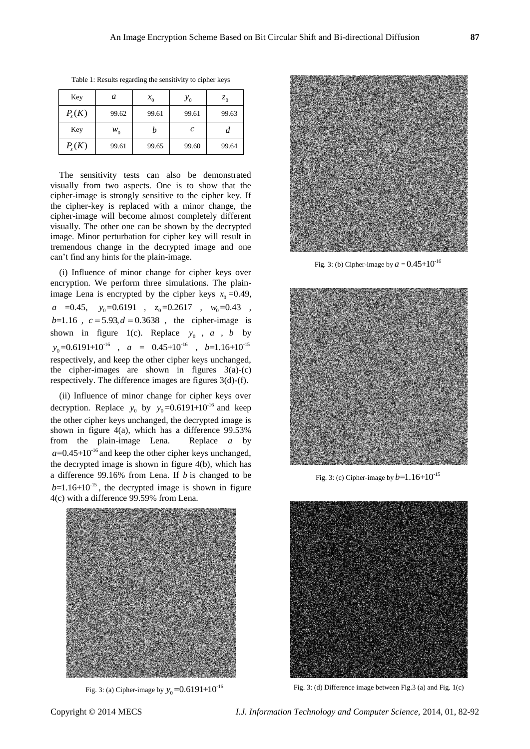Table 1: Results regarding the sensitivity to cipher keys

| Key | $a$ | $x_0$ | $y_0$ | $z_0$ |
|---|---|---|---|---|
| $P_s(K)$ | 99.62 | 99.61 | 99.61 | 99.63 |
| Key | $w_0$ | $b$ | $c$ | $d$ |
| $P_s(K)$ | 99.61 | 99.65 | 99.60 | 99.64 |

The sensitivity tests can also be demonstrated visually from two aspects. One is to show that the cipher-image is strongly sensitive to the cipher key. If the cipher-key is replaced with a minor change, the cipher-image will become almost completely different visually. The other one can be shown by the decrypted image. Minor perturbation for cipher key will result in tremendous change in the decrypted image and one can't find any hints for the plain-image.

(i) Influence of minor change for cipher keys over encryption. We perform three simulations. The plain-image Lena is encrypted by the cipher keys $x_0$ =0.49, $a$ =0.45, $y_0$=0.6191 , $z_0$=0.2617 , $w_0$=0.43 , $b$=1.16 , $c = 5.93, d = 0.3638$ , the cipher-image is shown in figure 1(c). Replace $y_0$ , $a$ , $b$ by $y_0$=0.6191+$10^{-16}$ , $a$ = 0.45+$10^{-16}$ , $b$=1.16+$10^{-15}$ respectively, and keep the other cipher keys unchanged, the cipher-images are shown in figures 3(a)-(c) respectively. The difference images are figures 3(d)-(f).

(ii) Influence of minor change for cipher keys over decryption. Replace $y_0$ by $y_0$=0.6191+$10^{-16}$ and keep the other cipher keys unchanged, the decrypted image is shown in figure 4(a), which has a difference 99.53% from the plain-image Lena. Replace $a$ by $a$=0.45+$10^{-16}$ and keep the other cipher keys unchanged, the decrypted image is shown in figure 4(b), which has a difference 99.16% from Lena. If $b$ is changed to be $b$=1.16+$10^{-15}$, the decrypted image is shown in figure 4(c) with a difference 99.59% from Lena.

Fig. 3: (a) Cipher-image by $y_0$=0.6191+$10^{-16}$

Fig. 3: (b) Cipher-image by $a$ = 0.45+$10^{-16}$

Fig. 3: (c) Cipher-image by $b$=1.16+$10^{-15}$

Fig. 3: (d) Difference image between Fig.3 (a) and Fig. 1(c)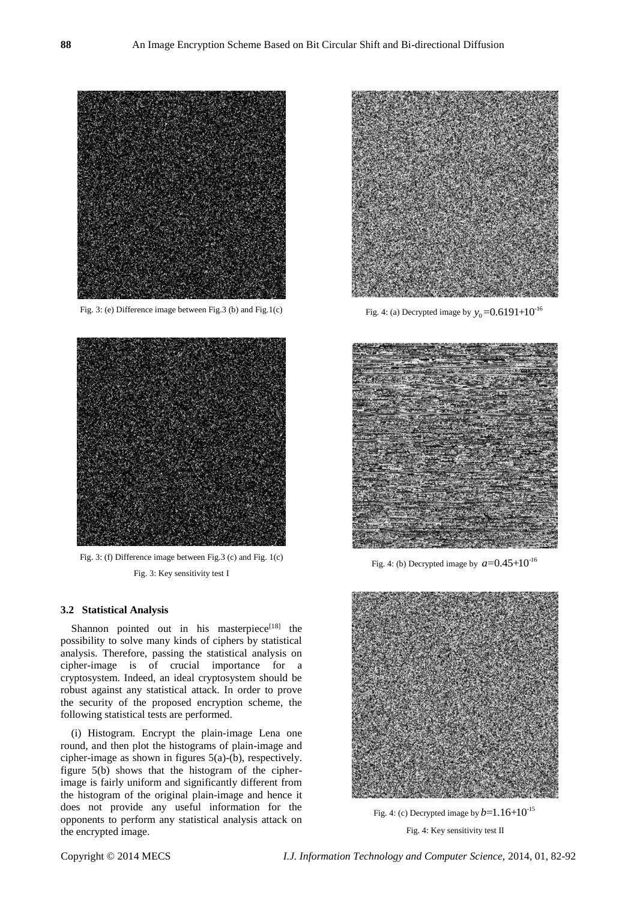Fig. 3: (e) Difference image between Fig.3 (b) and Fig.1(c)

Fig. 3: (f) Difference image between Fig.3 (c) and Fig. 1(c)

Fig. 3: Key sensitivity test I

### 3.2 Statistical Analysis

Shannon pointed out in his masterpiece[18] the possibility to solve many kinds of ciphers by statistical analysis. Therefore, passing the statistical analysis on cipher-image is of crucial importance for a cryptosystem. Indeed, an ideal cryptosystem should be robust against any statistical attack. In order to prove the security of the proposed encryption scheme, the following statistical tests are performed.

(i) Histogram. Encrypt the plain-image Lena one round, and then plot the histograms of plain-image and cipher-image as shown in figures 5(a)-(b), respectively. figure 5(b) shows that the histogram of the cipher-image is fairly uniform and significantly different from the histogram of the original plain-image and hence it does not provide any useful information for the opponents to perform any statistical analysis attack on the encrypted image.

Fig. 4: (a) Decrypted image by $y_0 = 0.6191 + 10^{-16}$

Fig. 4: (b) Decrypted image by $a = 0.45 + 10^{-16}$

Fig. 4: (c) Decrypted image by $b = 1.16 + 10^{-15}$

Fig. 4: Key sensitivity test II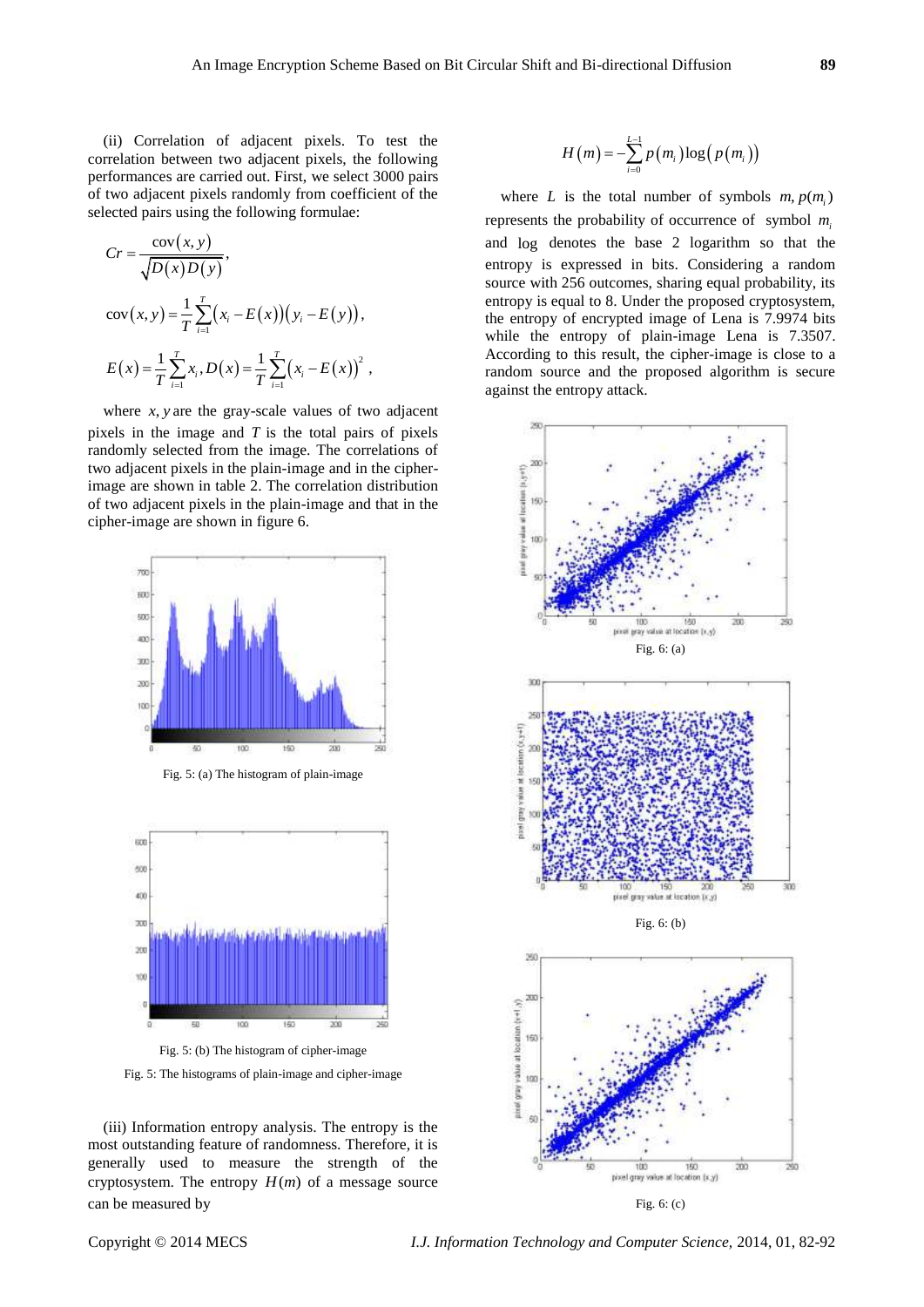(ii) Correlation of adjacent pixels. To test the correlation between two adjacent pixels, the following performances are carried out. First, we select 3000 pairs of two adjacent pixels randomly from coefficient of the selected pairs using the following formulae:

$$Cr = \frac{\text{cov}(x, y)}{\sqrt{D(x)D(y)}},$$

$$\text{cov}(x, y) = \frac{1}{T}\sum_{i=1}^{T}(x_i - E(x))(y_i - E(y)),$$

$$E(x) = \frac{1}{T}\sum_{i=1}^{T}x_i, D(x) = \frac{1}{T}\sum_{i=1}^{T}(x_i - E(x))^2,$$

where $x, y$ are the gray-scale values of two adjacent pixels in the image and $T$ is the total pairs of pixels randomly selected from the image. The correlations of two adjacent pixels in the plain-image and in the cipher-image are shown in table 2. The correlation distribution of two adjacent pixels in the plain-image and that in the cipher-image are shown in figure 6.

Fig. 5: (a) The histogram of plain-image

Fig. 5: (b) The histogram of cipher-image

Fig. 5: The histograms of plain-image and cipher-image

(iii) Information entropy analysis. The entropy is the most outstanding feature of randomness. Therefore, it is generally used to measure the strength of the cryptosystem. The entropy $H(m)$ of a message source can be measured by

$$H(m) = -\sum_{i=0}^{L-1} p(m_i)\log(p(m_i))$$

where $L$ is the total number of symbols $m, p(m_i)$ represents the probability of occurrence of symbol $m_i$ and log denotes the base 2 logarithm so that the entropy is expressed in bits. Considering a random source with 256 outcomes, sharing equal probability, its entropy is equal to 8. Under the proposed cryptosystem, the entropy of encrypted image of Lena is 7.9974 bits while the entropy of plain-image Lena is 7.3507. According to this result, the cipher-image is close to a random source and the proposed algorithm is secure against the entropy attack.

Fig. 6: (a)

Fig. 6: (b)

Fig. 6: (c)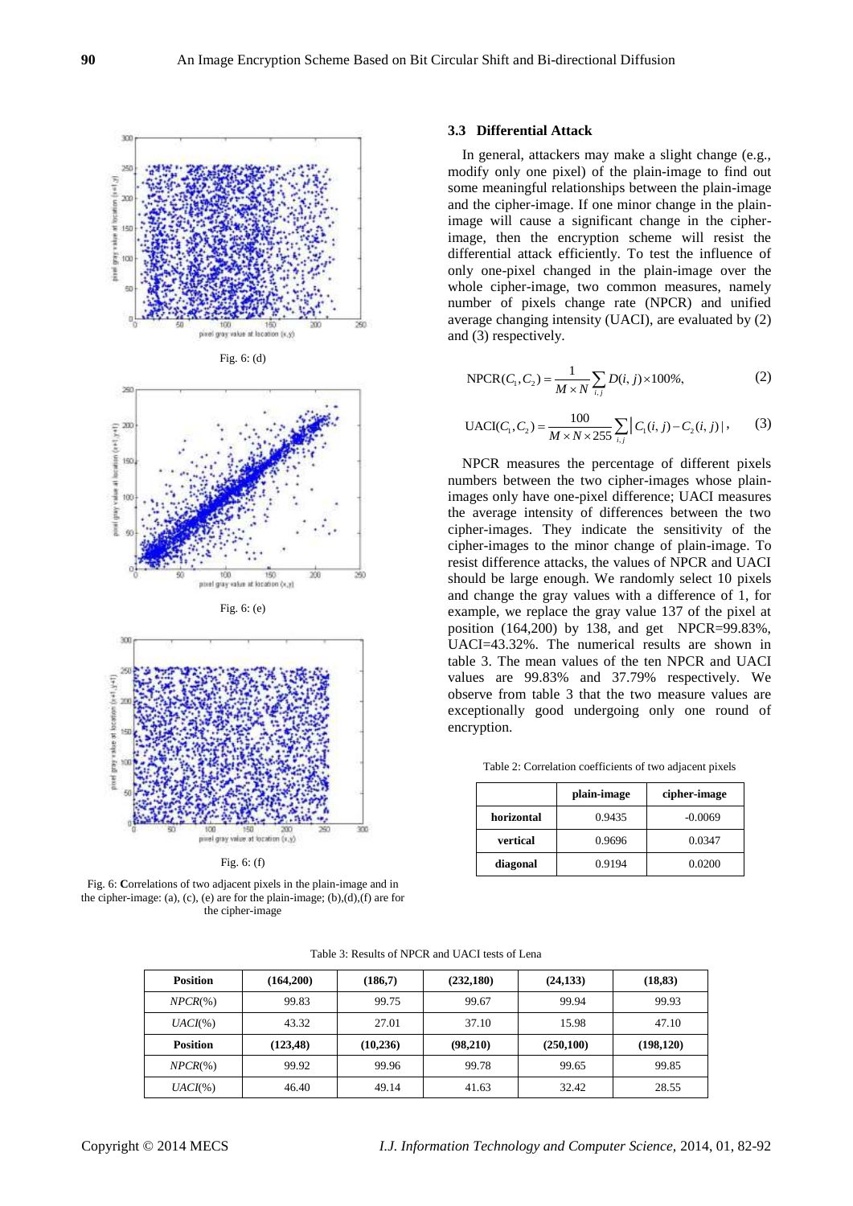Fig. 6: (d)

Fig. 6: (e)

Fig. 6: (f)

Fig. 6: Correlations of two adjacent pixels in the plain-image and in the cipher-image: (a), (c), (e) are for the plain-image; (b),(d),(f) are for the cipher-image

### 3.3 Differential Attack

In general, attackers may make a slight change (e.g., modify only one pixel) of the plain-image to find out some meaningful relationships between the plain-image and the cipher-image. If one minor change in the plain-image will cause a significant change in the cipher-image, then the encryption scheme will resist the differential attack efficiently. To test the influence of only one-pixel changed in the plain-image over the whole cipher-image, two common measures, namely number of pixels change rate (NPCR) and unified average changing intensity (UACI), are evaluated by (2) and (3) respectively.

$$\mathrm{NPCR}(C_1, C_2) = \frac{1}{M \times N} \sum_{i,j} D(i, j) \times 100\%, \tag{2}$$

$$\mathrm{UACI}(C_1, C_2) = \frac{100}{M \times N \times 255} \sum_{i,j} |\, C_1(i, j) - C_2(i, j)\,|, \tag{3}$$

NPCR measures the percentage of different pixels numbers between the two cipher-images whose plain-images only have one-pixel difference; UACI measures the average intensity of differences between the two cipher-images. They indicate the sensitivity of the cipher-images to the minor change of plain-image. To resist difference attacks, the values of NPCR and UACI should be large enough. We randomly select 10 pixels and change the gray values with a difference of 1, for example, we replace the gray value 137 of the pixel at position (164,200) by 138, and get NPCR=99.83%, UACI=43.32%. The numerical results are shown in table 3. The mean values of the ten NPCR and UACI values are 99.83% and 37.79% respectively. We observe from table 3 that the two measure values are exceptionally good undergoing only one round of encryption.

Table 2: Correlation coefficients of two adjacent pixels

| | plain-image | cipher-image |
|---|---|---|
| **horizontal** | 0.9435 | -0.0069 |
| **vertical** | 0.9696 | 0.0347 |
| **diagonal** | 0.9194 | 0.0200 |

Table 3: Results of NPCR and UACI tests of Lena

| **Position** | **(164,200)** | **(186,7)** | **(232,180)** | **(24,133)** | **(18,83)** |
|---|---|---|---|---|---|
| *NPCR*(%) | 99.83 | 99.75 | 99.67 | 99.94 | 99.93 |
| *UACI*(%) | 43.32 | 27.01 | 37.10 | 15.98 | 47.10 |
| **Position** | **(123,48)** | **(10,236)** | **(98,210)** | **(250,100)** | **(198,120)** |
| *NPCR*(%) | 99.92 | 99.96 | 99.78 | 99.65 | 99.85 |
| *UACI*(%) | 46.40 | 49.14 | 41.63 | 32.42 | 28.55 |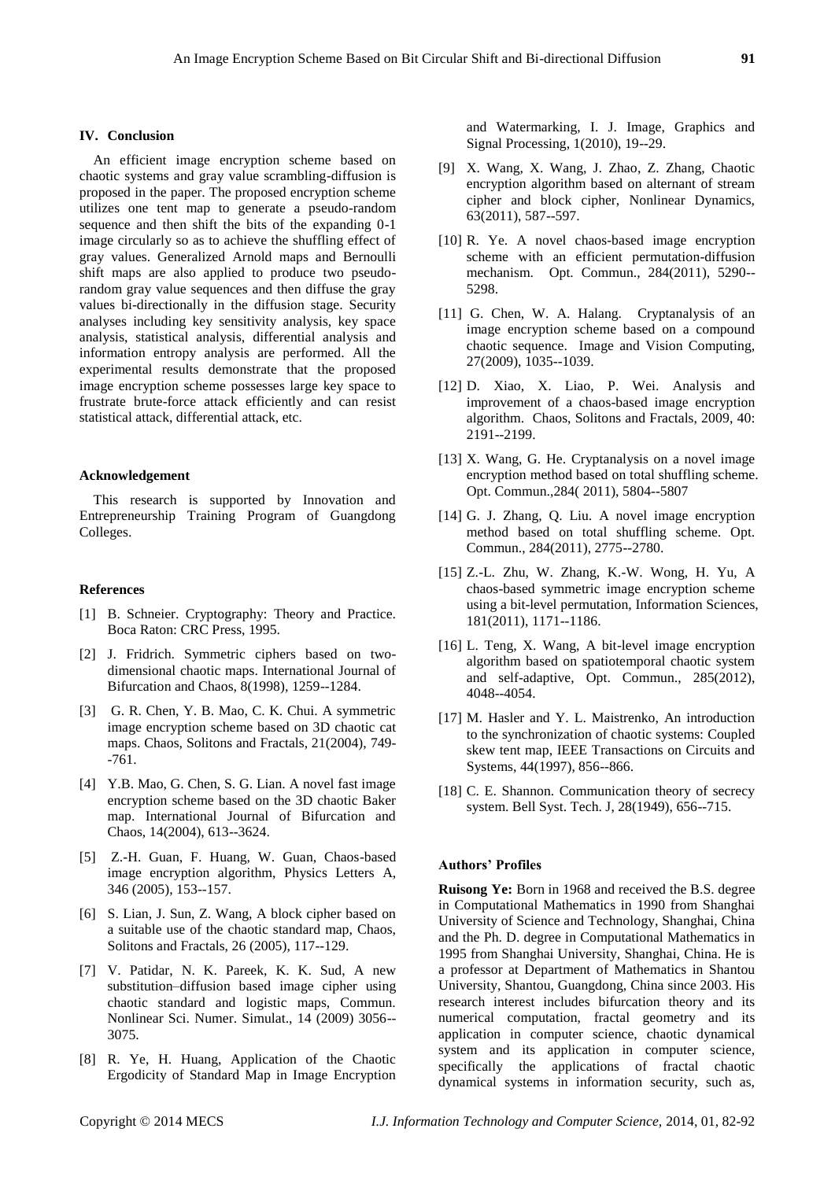## IV. Conclusion

An efficient image encryption scheme based on chaotic systems and gray value scrambling-diffusion is proposed in the paper. The proposed encryption scheme utilizes one tent map to generate a pseudo-random sequence and then shift the bits of the expanding 0-1 image circularly so as to achieve the shuffling effect of gray values. Generalized Arnold maps and Bernoulli shift maps are also applied to produce two pseudo-random gray value sequences and then diffuse the gray values bi-directionally in the diffusion stage. Security analyses including key sensitivity analysis, key space analysis, statistical analysis, differential analysis and information entropy analysis are performed. All the experimental results demonstrate that the proposed image encryption scheme possesses large key space to frustrate brute-force attack efficiently and can resist statistical attack, differential attack, etc.

### Acknowledgement

This research is supported by Innovation and Entrepreneurship Training Program of Guangdong Colleges.

### References

[1] B. Schneier. Cryptography: Theory and Practice. Boca Raton: CRC Press, 1995.

[2] J. Fridrich. Symmetric ciphers based on two-dimensional chaotic maps. International Journal of Bifurcation and Chaos, 8(1998), 1259--1284.

[3] G. R. Chen, Y. B. Mao, C. K. Chui. A symmetric image encryption scheme based on 3D chaotic cat maps. Chaos, Solitons and Fractals, 21(2004), 749--761.

[4] Y.B. Mao, G. Chen, S. G. Lian. A novel fast image encryption scheme based on the 3D chaotic Baker map. International Journal of Bifurcation and Chaos, 14(2004), 613--3624.

[5] Z.-H. Guan, F. Huang, W. Guan, Chaos-based image encryption algorithm, Physics Letters A, 346 (2005), 153--157.

[6] S. Lian, J. Sun, Z. Wang, A block cipher based on a suitable use of the chaotic standard map, Chaos, Solitons and Fractals, 26 (2005), 117--129.

[7] V. Patidar, N. K. Pareek, K. K. Sud, A new substitution–diffusion based image cipher using chaotic standard and logistic maps, Commun. Nonlinear Sci. Numer. Simulat., 14 (2009) 3056--3075.

[8] R. Ye, H. Huang, Application of the Chaotic Ergodicity of Standard Map in Image Encryption and Watermarking, I. J. Image, Graphics and Signal Processing, 1(2010), 19--29.

[9] X. Wang, X. Wang, J. Zhao, Z. Zhang, Chaotic encryption algorithm based on alternant of stream cipher and block cipher, Nonlinear Dynamics, 63(2011), 587--597.

[10] R. Ye. A novel chaos-based image encryption scheme with an efficient permutation-diffusion mechanism. Opt. Commun., 284(2011), 5290--5298.

[11] G. Chen, W. A. Halang. Cryptanalysis of an image encryption scheme based on a compound chaotic sequence. Image and Vision Computing, 27(2009), 1035--1039.

[12] D. Xiao, X. Liao, P. Wei. Analysis and improvement of a chaos-based image encryption algorithm. Chaos, Solitons and Fractals, 2009, 40: 2191--2199.

[13] X. Wang, G. He. Cryptanalysis on a novel image encryption method based on total shuffling scheme. Opt. Commun.,284( 2011), 5804--5807

[14] G. J. Zhang, Q. Liu. A novel image encryption method based on total shuffling scheme. Opt. Commun., 284(2011), 2775--2780.

[15] Z.-L. Zhu, W. Zhang, K.-W. Wong, H. Yu, A chaos-based symmetric image encryption scheme using a bit-level permutation, Information Sciences, 181(2011), 1171--1186.

[16] L. Teng, X. Wang, A bit-level image encryption algorithm based on spatiotemporal chaotic system and self-adaptive, Opt. Commun., 285(2012), 4048--4054.

[17] M. Hasler and Y. L. Maistrenko, An introduction to the synchronization of chaotic systems: Coupled skew tent map, IEEE Transactions on Circuits and Systems, 44(1997), 856--866.

[18] C. E. Shannon. Communication theory of secrecy system. Bell Syst. Tech. J, 28(1949), 656--715.

### Authors' Profiles

**Ruisong Ye:** Born in 1968 and received the B.S. degree in Computational Mathematics in 1990 from Shanghai University of Science and Technology, Shanghai, China and the Ph. D. degree in Computational Mathematics in 1995 from Shanghai University, Shanghai, China. He is a professor at Department of Mathematics in Shantou University, Shantou, Guangdong, China since 2003. His research interest includes bifurcation theory and its numerical computation, fractal geometry and its application in computer science, chaotic dynamical system and its application in computer science, specifically the applications of fractal chaotic dynamical systems in information security, such as,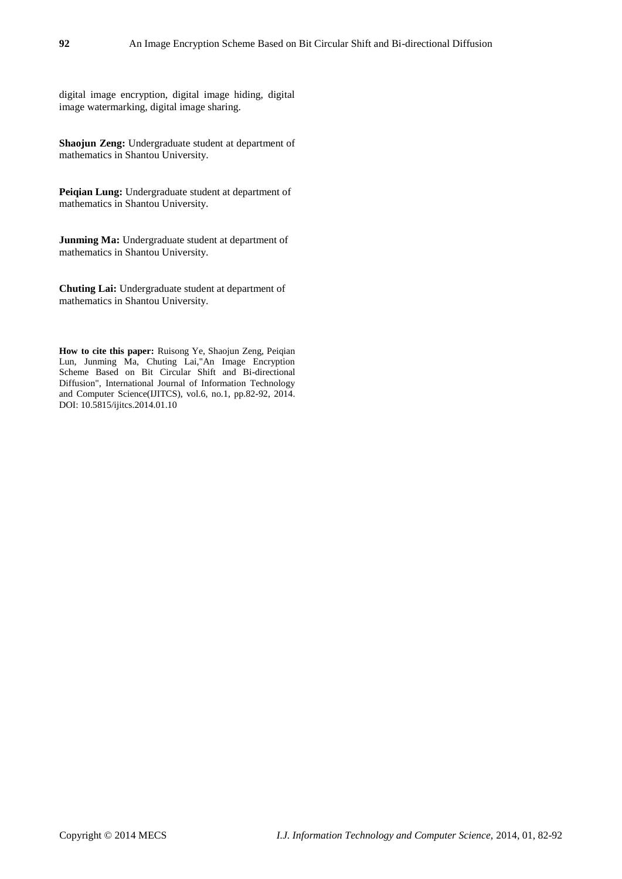digital image encryption, digital image hiding, digital image watermarking, digital image sharing.

**Shaojun Zeng:** Undergraduate student at department of mathematics in Shantou University.

**Peiqian Lung:** Undergraduate student at department of mathematics in Shantou University.

**Junming Ma:** Undergraduate student at department of mathematics in Shantou University.

**Chuting Lai:** Undergraduate student at department of mathematics in Shantou University.

**How to cite this paper:** Ruisong Ye, Shaojun Zeng, Peiqian Lun, Junming Ma, Chuting Lai,"An Image Encryption Scheme Based on Bit Circular Shift and Bi-directional Diffusion", International Journal of Information Technology and Computer Science(IJITCS), vol.6, no.1, pp.82-92, 2014. DOI: 10.5815/ijitcs.2014.01.10